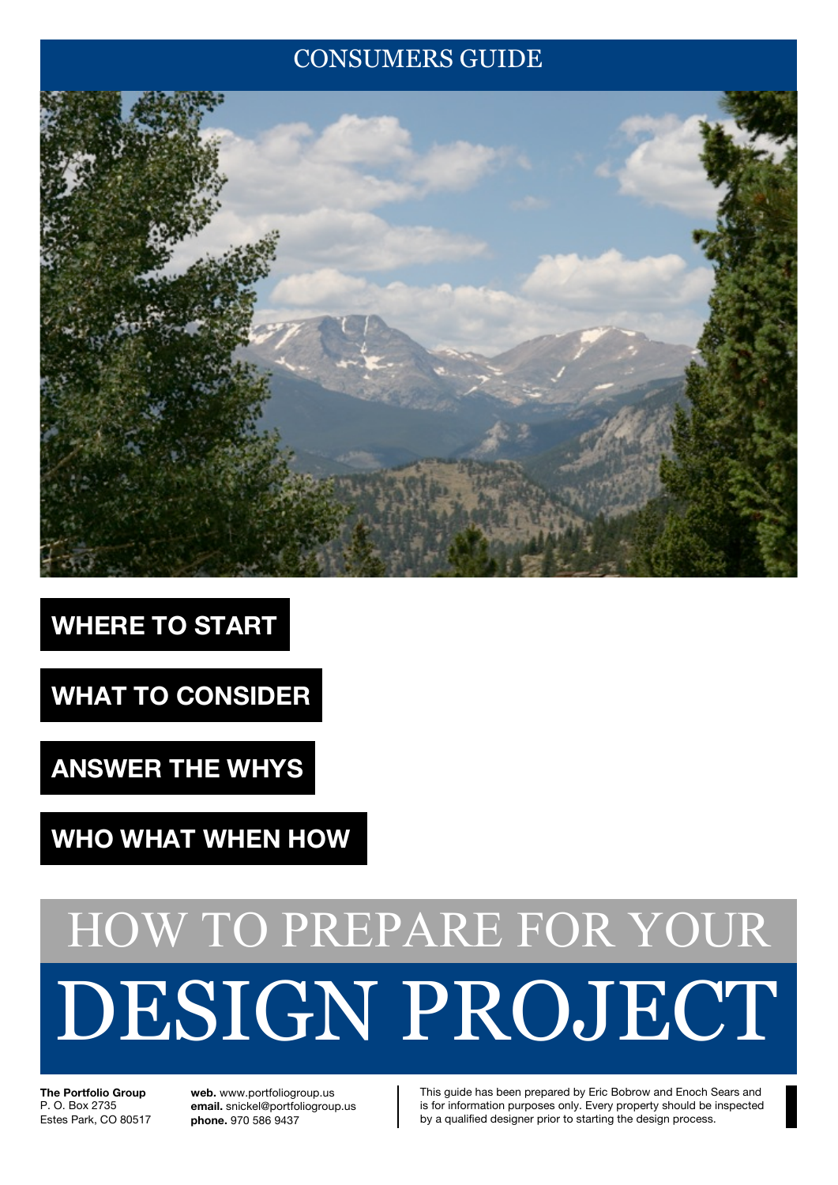CONSUMERS GUIDE

**WHERE TO START**

**WHAT TO CONSIDER**

**ANSWER THE WHYS**

**WHO WHAT WHEN HOW**

# HOW TO PREPARE FOR YOUR DESIGN PROJECT

**The Portfolio Group**
P. O. Box 2735
Estes Park, CO 80517

**web.** www.portfoliogroup.us
**email.** snickel@portfoliogroup.us
**phone.** 970 586 9437

This guide has been prepared by Eric Bobrow and Enoch Sears and is for information purposes only. Every property should be inspected by a qualified designer prior to starting the design process.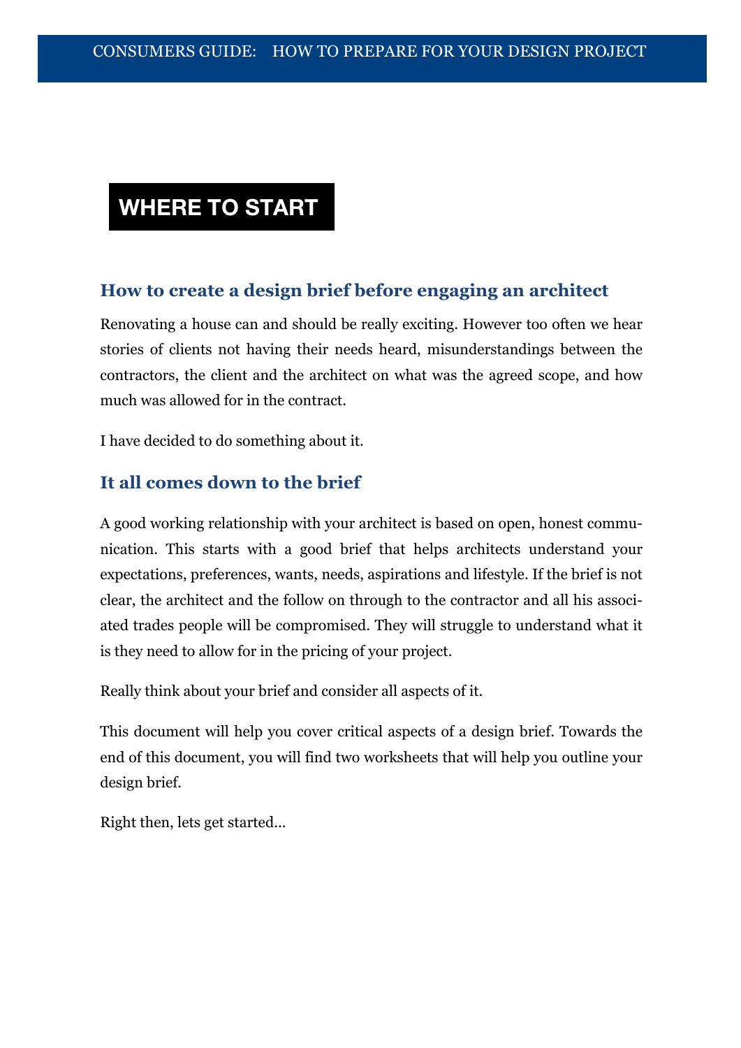# WHERE TO START

## How to create a design brief before engaging an architect

Renovating a house can and should be really exciting. However too often we hear stories of clients not having their needs heard, misunderstandings between the contractors, the client and the architect on what was the agreed scope, and how much was allowed for in the contract.

I have decided to do something about it.

## It all comes down to the brief

A good working relationship with your architect is based on open, honest communication. This starts with a good brief that helps architects understand your expectations, preferences, wants, needs, aspirations and lifestyle. If the brief is not clear, the architect and the follow on through to the contractor and all his associated trades people will be compromised. They will struggle to understand what it is they need to allow for in the pricing of your project.

Really think about your brief and consider all aspects of it.

This document will help you cover critical aspects of a design brief. Towards the end of this document, you will find two worksheets that will help you outline your design brief.

Right then, lets get started...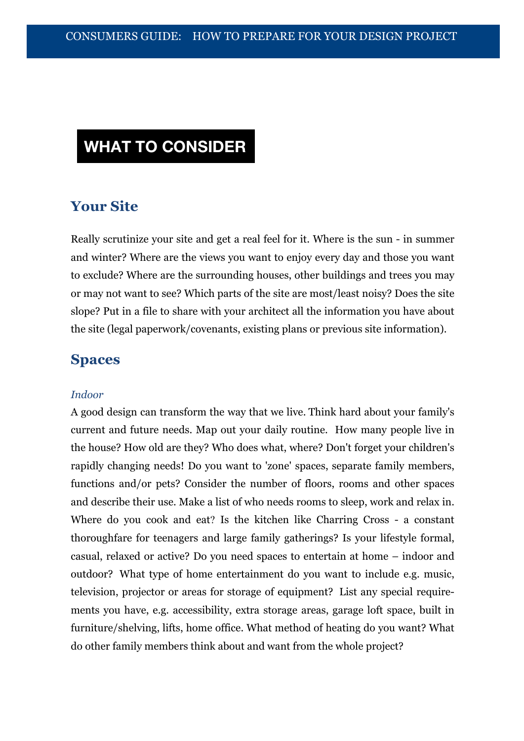# WHAT TO CONSIDER

## Your Site

Really scrutinize your site and get a real feel for it. Where is the sun - in summer and winter? Where are the views you want to enjoy every day and those you want to exclude? Where are the surrounding houses, other buildings and trees you may or may not want to see? Which parts of the site are most/least noisy? Does the site slope? Put in a file to share with your architect all the information you have about the site (legal paperwork/covenants, existing plans or previous site information).

## Spaces

### *Indoor*

A good design can transform the way that we live. Think hard about your family's current and future needs. Map out your daily routine. How many people live in the house? How old are they? Who does what, where? Don't forget your children's rapidly changing needs! Do you want to 'zone' spaces, separate family members, functions and/or pets? Consider the number of floors, rooms and other spaces and describe their use. Make a list of who needs rooms to sleep, work and relax in. Where do you cook and eat? Is the kitchen like Charring Cross - a constant thoroughfare for teenagers and large family gatherings? Is your lifestyle formal, casual, relaxed or active? Do you need spaces to entertain at home – indoor and outdoor? What type of home entertainment do you want to include e.g. music, television, projector or areas for storage of equipment? List any special requirements you have, e.g. accessibility, extra storage areas, garage loft space, built in furniture/shelving, lifts, home office. What method of heating do you want? What do other family members think about and want from the whole project?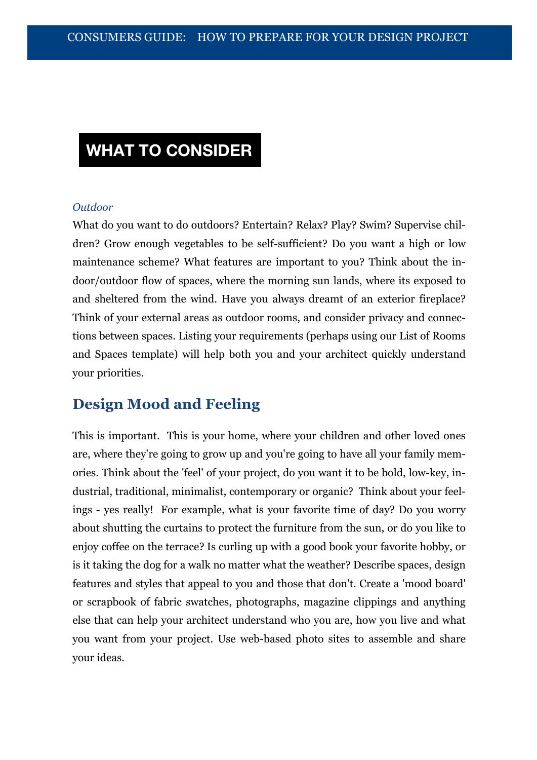## WHAT TO CONSIDER

*Outdoor*

What do you want to do outdoors? Entertain? Relax? Play? Swim? Supervise children? Grow enough vegetables to be self-sufficient? Do you want a high or low maintenance scheme? What features are important to you? Think about the indoor/outdoor flow of spaces, where the morning sun lands, where its exposed to and sheltered from the wind. Have you always dreamt of an exterior fireplace? Think of your external areas as outdoor rooms, and consider privacy and connections between spaces. Listing your requirements (perhaps using our List of Rooms and Spaces template) will help both you and your architect quickly understand your priorities.

## Design Mood and Feeling

This is important. This is your home, where your children and other loved ones are, where they're going to grow up and you're going to have all your family memories. Think about the 'feel' of your project, do you want it to be bold, low-key, industrial, traditional, minimalist, contemporary or organic? Think about your feelings - yes really! For example, what is your favorite time of day? Do you worry about shutting the curtains to protect the furniture from the sun, or do you like to enjoy coffee on the terrace? Is curling up with a good book your favorite hobby, or is it taking the dog for a walk no matter what the weather? Describe spaces, design features and styles that appeal to you and those that don't. Create a 'mood board' or scrapbook of fabric swatches, photographs, magazine clippings and anything else that can help your architect understand who you are, how you live and what you want from your project. Use web-based photo sites to assemble and share your ideas.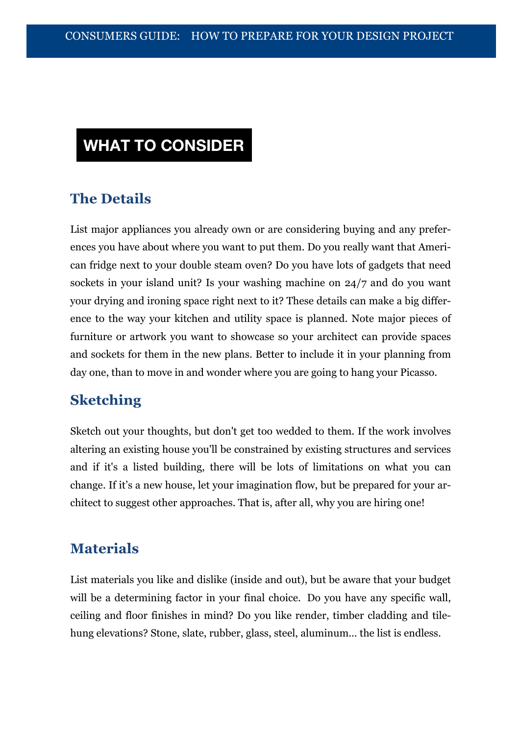# WHAT TO CONSIDER

## The Details

List major appliances you already own or are considering buying and any preferences you have about where you want to put them. Do you really want that American fridge next to your double steam oven? Do you have lots of gadgets that need sockets in your island unit? Is your washing machine on 24/7 and do you want your drying and ironing space right next to it? These details can make a big difference to the way your kitchen and utility space is planned. Note major pieces of furniture or artwork you want to showcase so your architect can provide spaces and sockets for them in the new plans. Better to include it in your planning from day one, than to move in and wonder where you are going to hang your Picasso.

## Sketching

Sketch out your thoughts, but don't get too wedded to them. If the work involves altering an existing house you'll be constrained by existing structures and services and if it's a listed building, there will be lots of limitations on what you can change. If it's a new house, let your imagination flow, but be prepared for your architect to suggest other approaches. That is, after all, why you are hiring one!

## Materials

List materials you like and dislike (inside and out), but be aware that your budget will be a determining factor in your final choice. Do you have any specific wall, ceiling and floor finishes in mind? Do you like render, timber cladding and tile-hung elevations? Stone, slate, rubber, glass, steel, aluminum... the list is endless.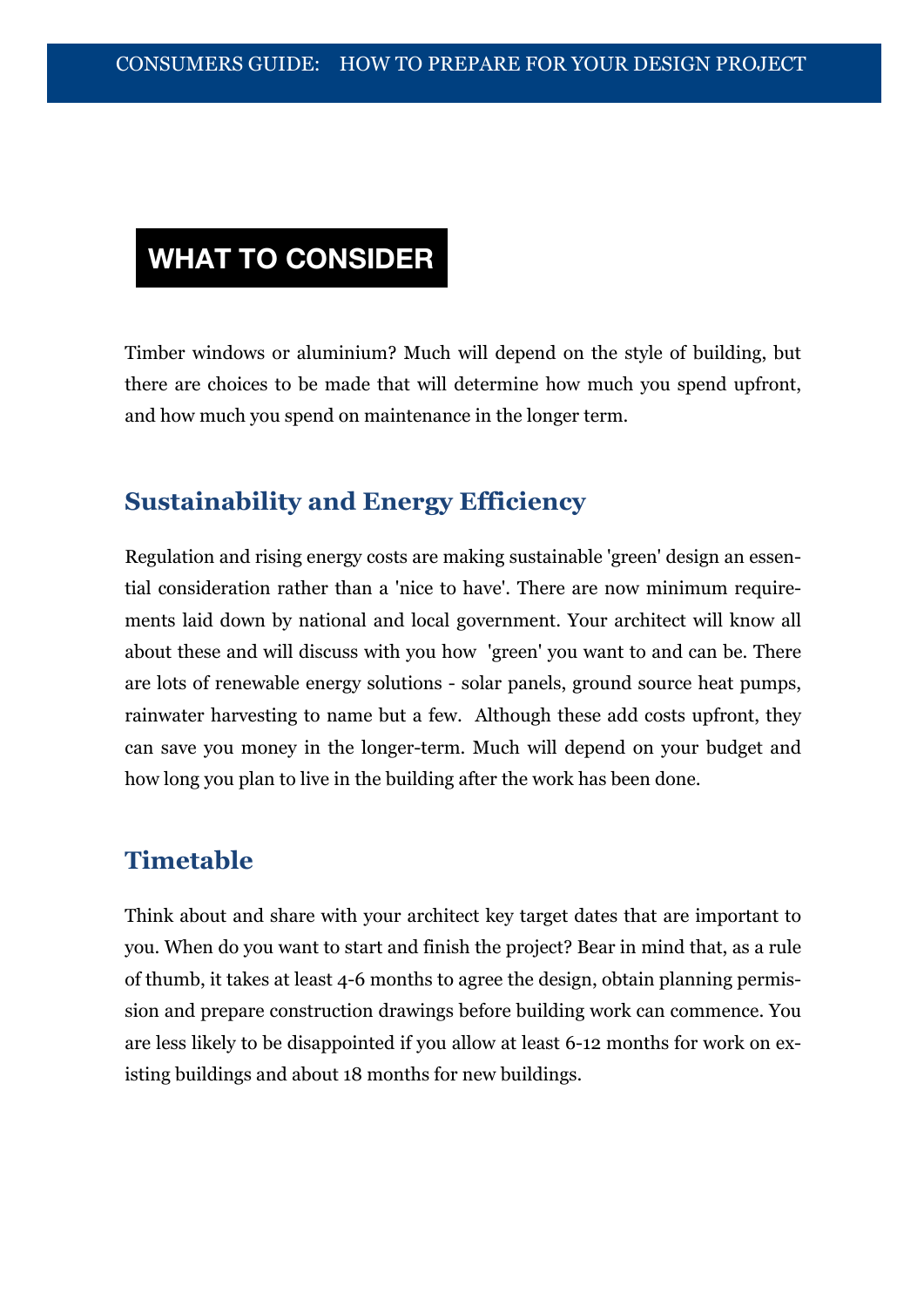## WHAT TO CONSIDER

Timber windows or aluminium? Much will depend on the style of building, but there are choices to be made that will determine how much you spend upfront, and how much you spend on maintenance in the longer term.

### Sustainability and Energy Efficiency

Regulation and rising energy costs are making sustainable 'green' design an essential consideration rather than a 'nice to have'. There are now minimum requirements laid down by national and local government. Your architect will know all about these and will discuss with you how 'green' you want to and can be. There are lots of renewable energy solutions - solar panels, ground source heat pumps, rainwater harvesting to name but a few. Although these add costs upfront, they can save you money in the longer-term. Much will depend on your budget and how long you plan to live in the building after the work has been done.

### Timetable

Think about and share with your architect key target dates that are important to you. When do you want to start and finish the project? Bear in mind that, as a rule of thumb, it takes at least 4-6 months to agree the design, obtain planning permission and prepare construction drawings before building work can commence. You are less likely to be disappointed if you allow at least 6-12 months for work on existing buildings and about 18 months for new buildings.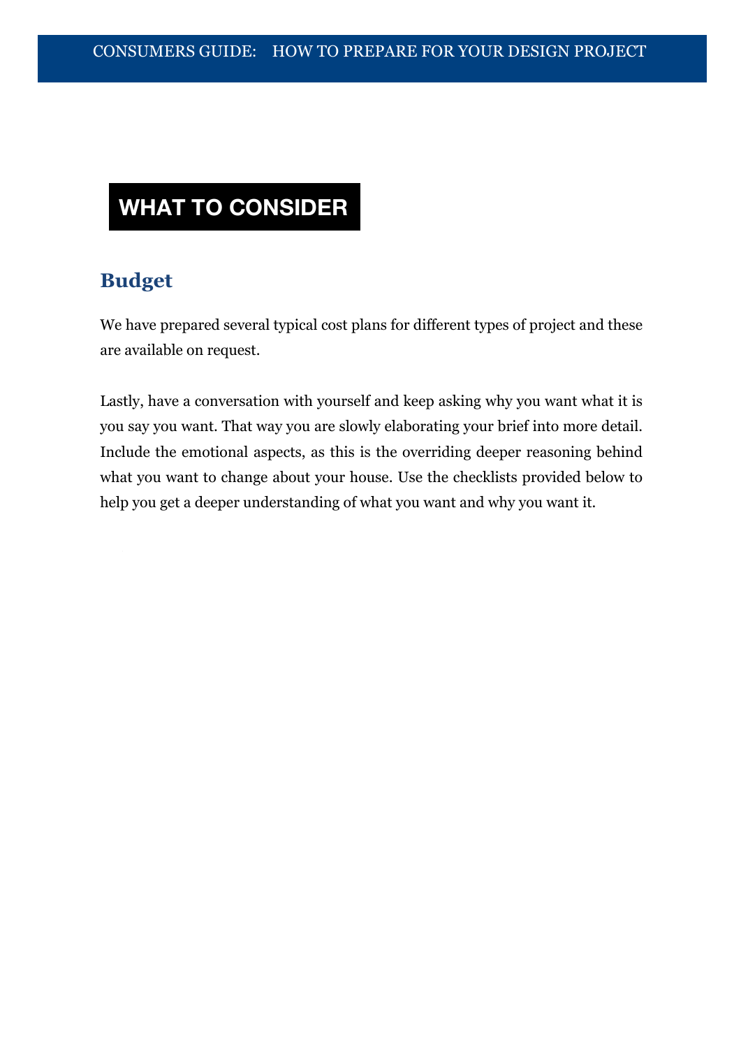## WHAT TO CONSIDER

### Budget

We have prepared several typical cost plans for different types of project and these are available on request.

Lastly, have a conversation with yourself and keep asking why you want what it is you say you want. That way you are slowly elaborating your brief into more detail. Include the emotional aspects, as this is the overriding deeper reasoning behind what you want to change about your house. Use the checklists provided below to help you get a deeper understanding of what you want and why you want it.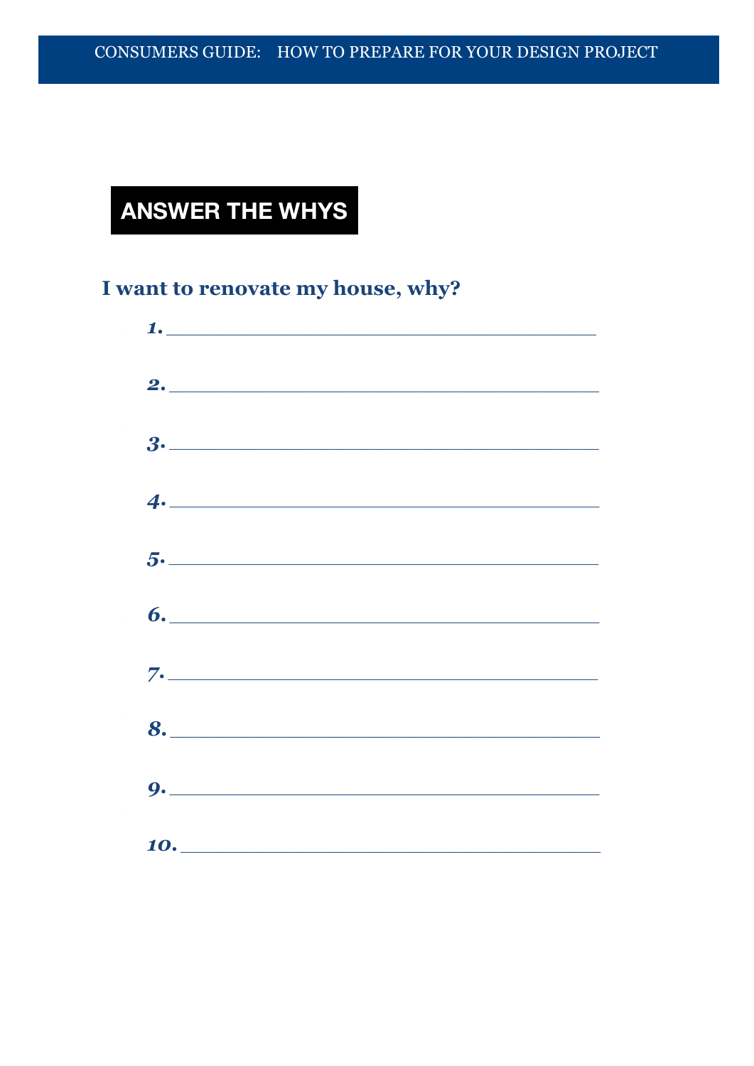## ANSWER THE WHYS

### I want to renovate my house, why?

1. ______________________________________

2. ______________________________________

3. ______________________________________

4. ______________________________________

5. ______________________________________

6. ______________________________________

7. ______________________________________

8. ______________________________________

9. ______________________________________

10. ______________________________________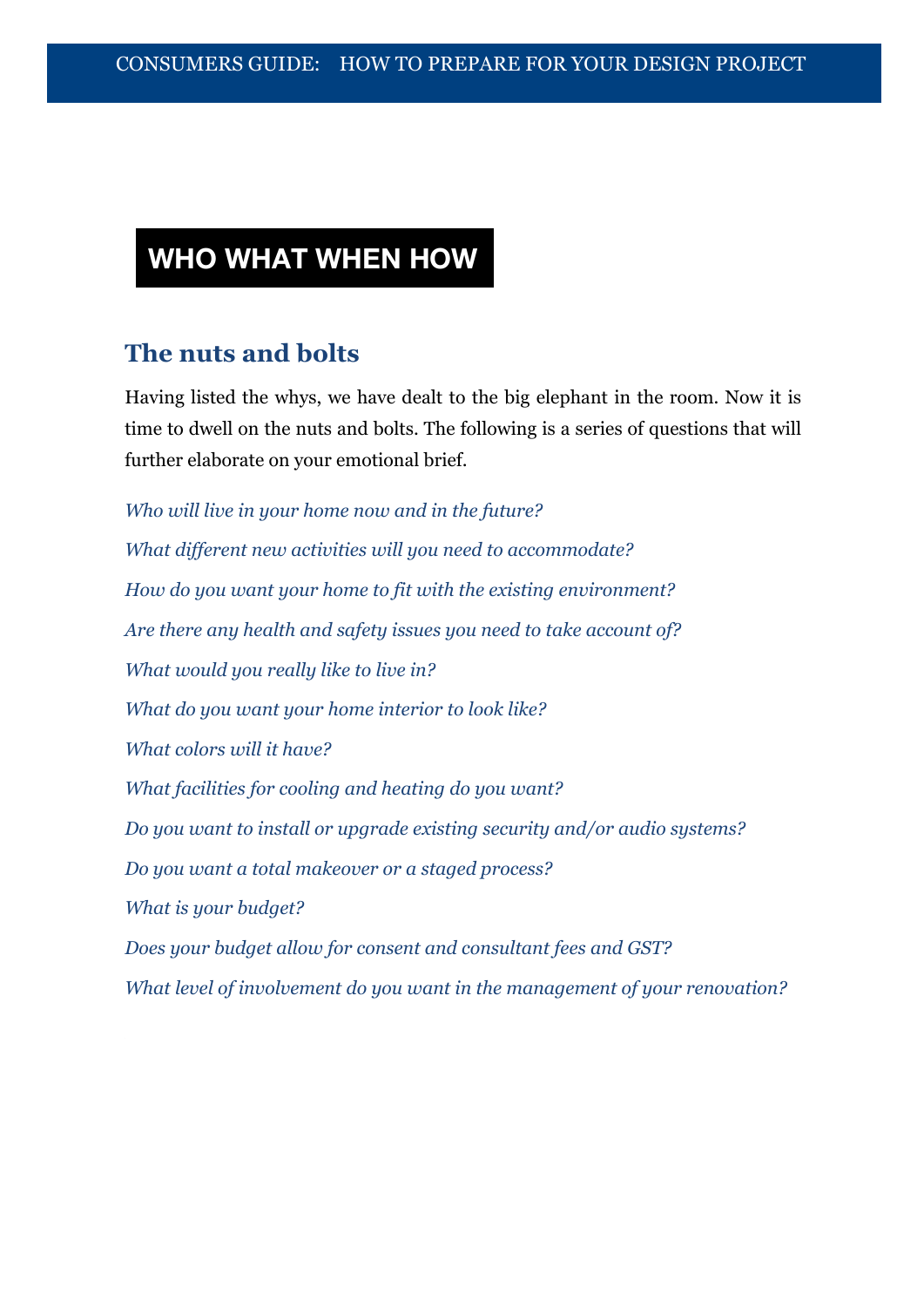## WHO WHAT WHEN HOW

### The nuts and bolts

Having listed the whys, we have dealt to the big elephant in the room. Now it is time to dwell on the nuts and bolts. The following is a series of questions that will further elaborate on your emotional brief.

*Who will live in your home now and in the future?*

*What different new activities will you need to accommodate?*

*How do you want your home to fit with the existing environment?*

*Are there any health and safety issues you need to take account of?*

*What would you really like to live in?*

*What do you want your home interior to look like?*

*What colors will it have?*

*What facilities for cooling and heating do you want?*

*Do you want to install or upgrade existing security and/or audio systems?*

*Do you want a total makeover or a staged process?*

*What is your budget?*

*Does your budget allow for consent and consultant fees and GST?*

*What level of involvement do you want in the management of your renovation?*